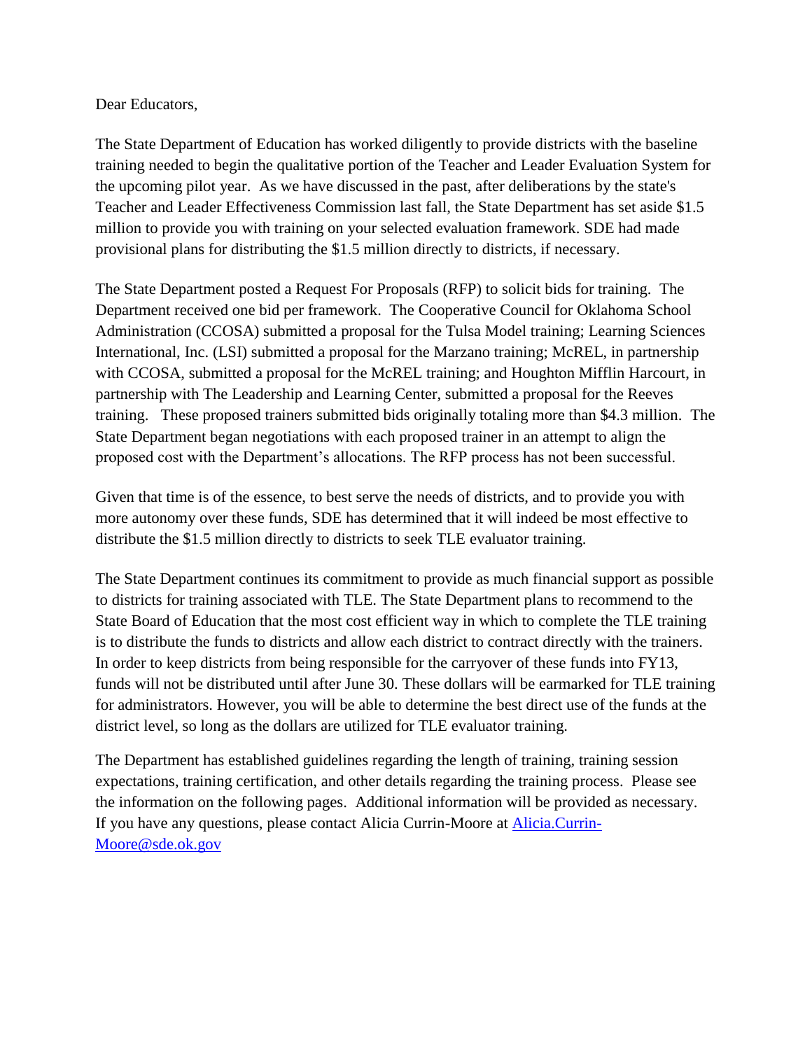Dear Educators,

The State Department of Education has worked diligently to provide districts with the baseline training needed to begin the qualitative portion of the Teacher and Leader Evaluation System for the upcoming pilot year. As we have discussed in the past, after deliberations by the state's Teacher and Leader Effectiveness Commission last fall, the State Department has set aside $1.5 million to provide you with training on your selected evaluation framework. SDE had made provisional plans for distributing the $1.5 million directly to districts, if necessary.

The State Department posted a Request For Proposals (RFP) to solicit bids for training. The Department received one bid per framework. The Cooperative Council for Oklahoma School Administration (CCOSA) submitted a proposal for the Tulsa Model training; Learning Sciences International, Inc. (LSI) submitted a proposal for the Marzano training; McREL, in partnership with CCOSA, submitted a proposal for the McREL training; and Houghton Mifflin Harcourt, in partnership with The Leadership and Learning Center, submitted a proposal for the Reeves training. These proposed trainers submitted bids originally totaling more than $4.3 million. The State Department began negotiations with each proposed trainer in an attempt to align the proposed cost with the Department's allocations. The RFP process has not been successful.

Given that time is of the essence, to best serve the needs of districts, and to provide you with more autonomy over these funds, SDE has determined that it will indeed be most effective to distribute the $1.5 million directly to districts to seek TLE evaluator training.

The State Department continues its commitment to provide as much financial support as possible to districts for training associated with TLE. The State Department plans to recommend to the State Board of Education that the most cost efficient way in which to complete the TLE training is to distribute the funds to districts and allow each district to contract directly with the trainers. In order to keep districts from being responsible for the carryover of these funds into FY13, funds will not be distributed until after June 30. These dollars will be earmarked for TLE training for administrators. However, you will be able to determine the best direct use of the funds at the district level, so long as the dollars are utilized for TLE evaluator training.

The Department has established guidelines regarding the length of training, training session expectations, training certification, and other details regarding the training process. Please see the information on the following pages. Additional information will be provided as necessary. If you have any questions, please contact Alicia Currin-Moore at [Alicia.Currin-Moore@sde.ok.gov](mailto:Alicia.Currin-Moore@sde.ok.gov)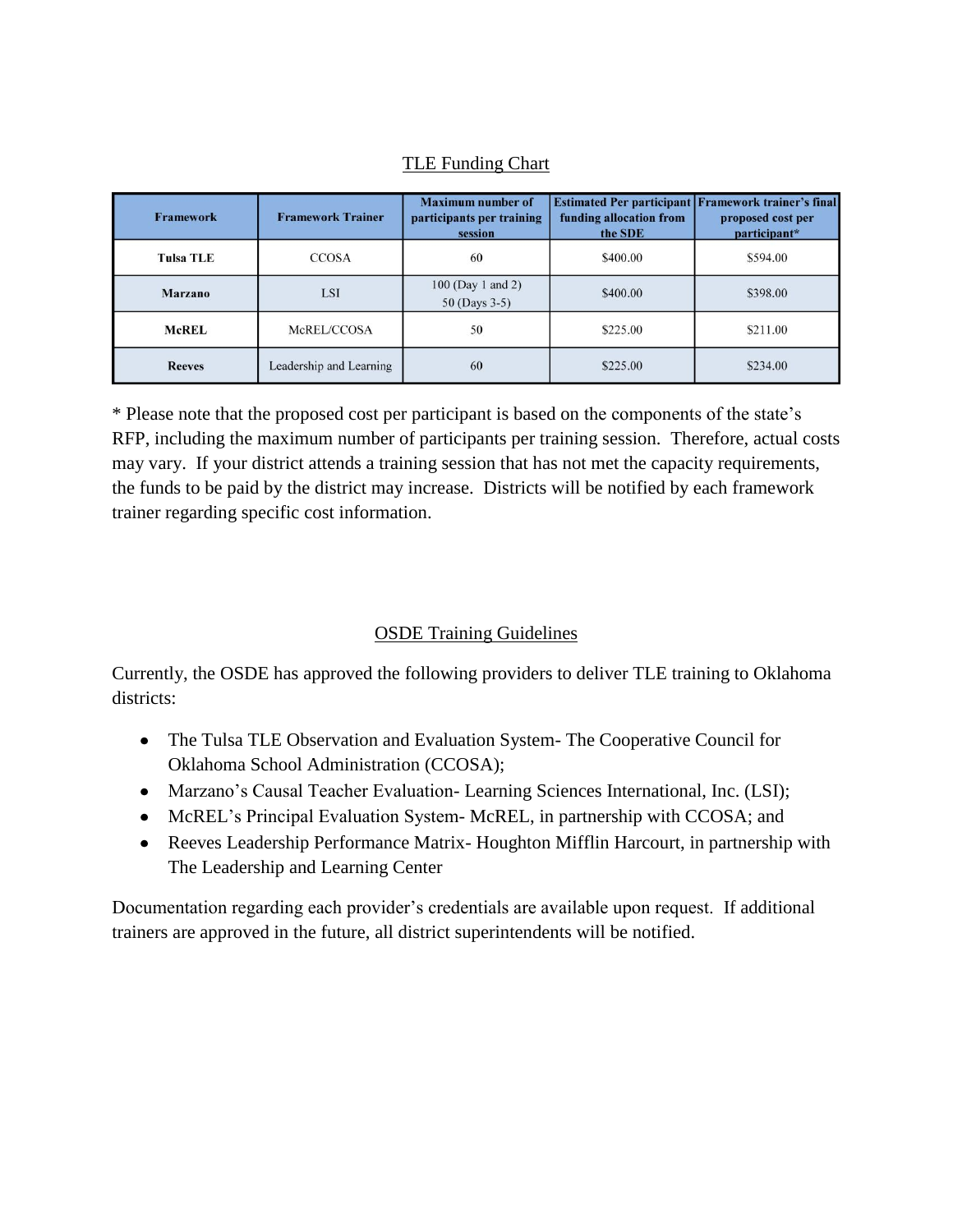## TLE Funding Chart

| Framework | Framework Trainer | Maximum number of participants per training session | Estimated Per participant funding allocation from the SDE | Framework trainer's final proposed cost per participant* |
|---|---|---|---|---|
| **Tulsa TLE** | CCOSA | 60 | $400.00 | $594.00 |
| **Marzano** | LSI | 100 (Day 1 and 2) 50 (Days 3-5) | $400.00 | $398.00 |
| **McREL** | McREL/CCOSA | 50 | $225.00 | $211.00 |
| **Reeves** | Leadership and Learning | 60 | $225.00 | $234.00 |

* Please note that the proposed cost per participant is based on the components of the state's RFP, including the maximum number of participants per training session. Therefore, actual costs may vary. If your district attends a training session that has not met the capacity requirements, the funds to be paid by the district may increase. Districts will be notified by each framework trainer regarding specific cost information.

## OSDE Training Guidelines

Currently, the OSDE has approved the following providers to deliver TLE training to Oklahoma districts:

- The Tulsa TLE Observation and Evaluation System- The Cooperative Council for Oklahoma School Administration (CCOSA);
- Marzano's Causal Teacher Evaluation- Learning Sciences International, Inc. (LSI);
- McREL's Principal Evaluation System- McREL, in partnership with CCOSA; and
- Reeves Leadership Performance Matrix- Houghton Mifflin Harcourt, in partnership with The Leadership and Learning Center

Documentation regarding each provider's credentials are available upon request. If additional trainers are approved in the future, all district superintendents will be notified.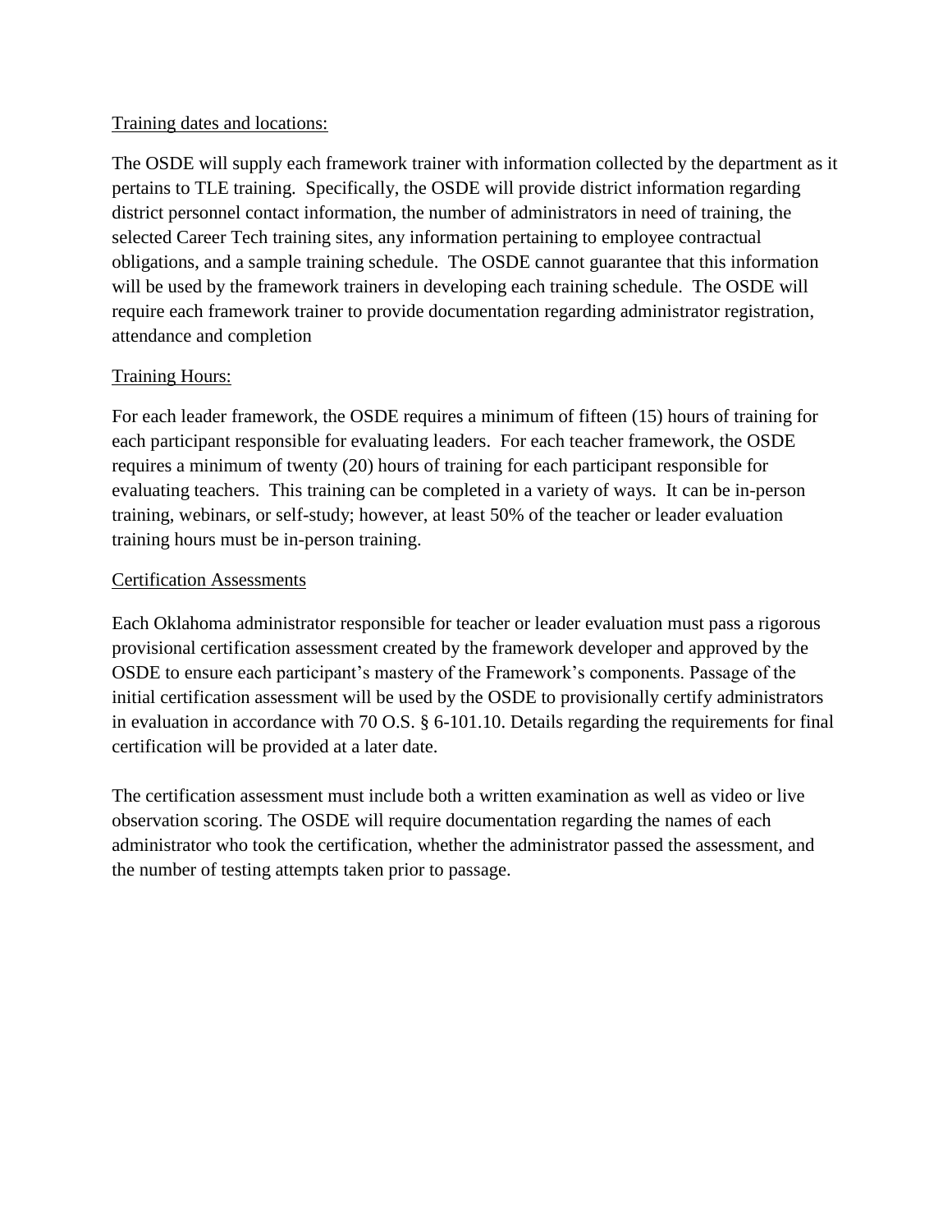Training dates and locations:

The OSDE will supply each framework trainer with information collected by the department as it pertains to TLE training. Specifically, the OSDE will provide district information regarding district personnel contact information, the number of administrators in need of training, the selected Career Tech training sites, any information pertaining to employee contractual obligations, and a sample training schedule. The OSDE cannot guarantee that this information will be used by the framework trainers in developing each training schedule. The OSDE will require each framework trainer to provide documentation regarding administrator registration, attendance and completion

Training Hours:

For each leader framework, the OSDE requires a minimum of fifteen (15) hours of training for each participant responsible for evaluating leaders. For each teacher framework, the OSDE requires a minimum of twenty (20) hours of training for each participant responsible for evaluating teachers. This training can be completed in a variety of ways. It can be in-person training, webinars, or self-study; however, at least 50% of the teacher or leader evaluation training hours must be in-person training.

Certification Assessments

Each Oklahoma administrator responsible for teacher or leader evaluation must pass a rigorous provisional certification assessment created by the framework developer and approved by the OSDE to ensure each participant's mastery of the Framework's components. Passage of the initial certification assessment will be used by the OSDE to provisionally certify administrators in evaluation in accordance with 70 O.S. § 6-101.10. Details regarding the requirements for final certification will be provided at a later date.

The certification assessment must include both a written examination as well as video or live observation scoring. The OSDE will require documentation regarding the names of each administrator who took the certification, whether the administrator passed the assessment, and the number of testing attempts taken prior to passage.